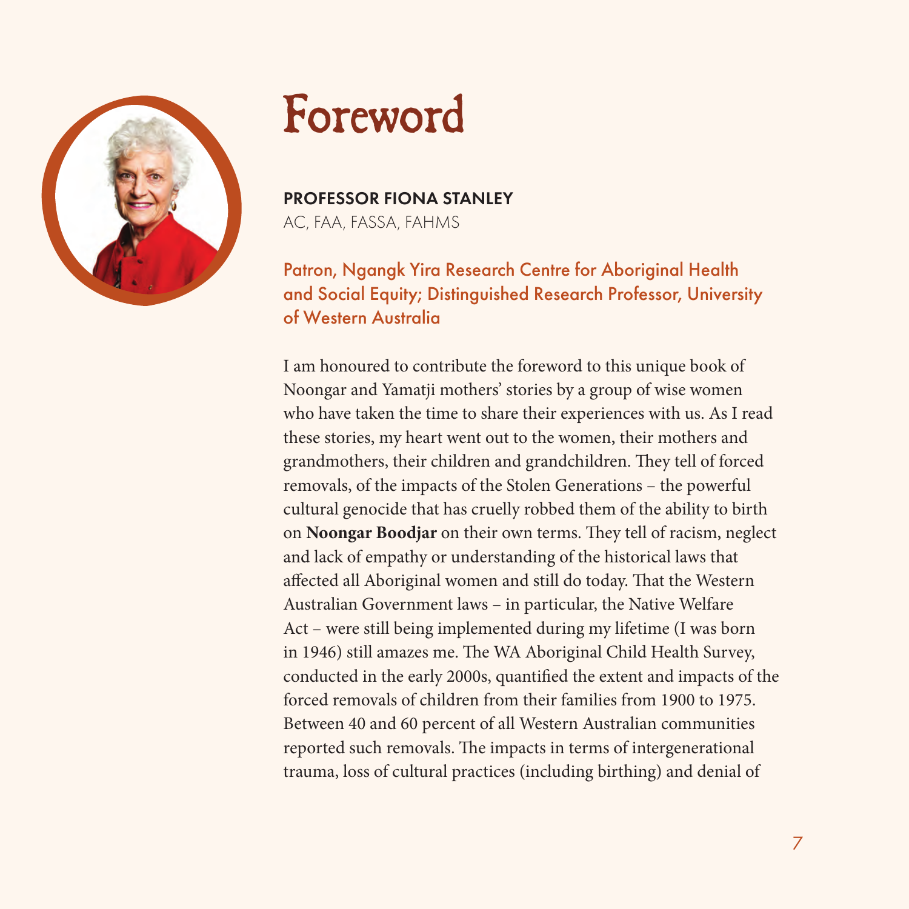# Foreword

**PROFESSOR FIONA STANLEY**
AC, FAA, FASSA, FAHMS

Patron, Ngangk Yira Research Centre for Aboriginal Health and Social Equity; Distinguished Research Professor, University of Western Australia

I am honoured to contribute the foreword to this unique book of Noongar and Yamatji mothers' stories by a group of wise women who have taken the time to share their experiences with us. As I read these stories, my heart went out to the women, their mothers and grandmothers, their children and grandchildren. They tell of forced removals, of the impacts of the Stolen Generations – the powerful cultural genocide that has cruelly robbed them of the ability to birth on **Noongar Boodjar** on their own terms. They tell of racism, neglect and lack of empathy or understanding of the historical laws that affected all Aboriginal women and still do today. That the Western Australian Government laws – in particular, the Native Welfare Act – were still being implemented during my lifetime (I was born in 1946) still amazes me. The WA Aboriginal Child Health Survey, conducted in the early 2000s, quantified the extent and impacts of the forced removals of children from their families from 1900 to 1975. Between 40 and 60 percent of all Western Australian communities reported such removals. The impacts in terms of intergenerational trauma, loss of cultural practices (including birthing) and denial of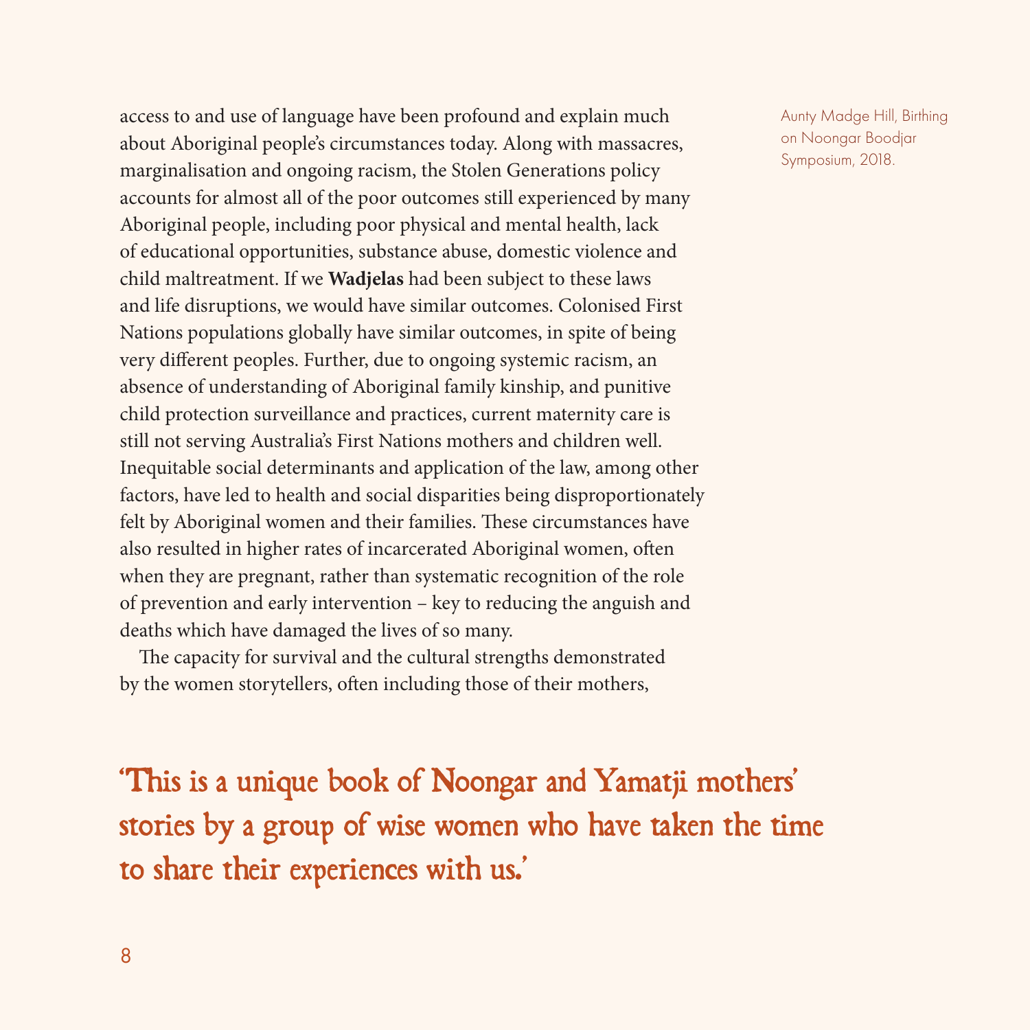access to and use of language have been profound and explain much about Aboriginal people's circumstances today. Along with massacres, marginalisation and ongoing racism, the Stolen Generations policy accounts for almost all of the poor outcomes still experienced by many Aboriginal people, including poor physical and mental health, lack of educational opportunities, substance abuse, domestic violence and child maltreatment. If we **Wadjelas** had been subject to these laws and life disruptions, we would have similar outcomes. Colonised First Nations populations globally have similar outcomes, in spite of being very different peoples. Further, due to ongoing systemic racism, an absence of understanding of Aboriginal family kinship, and punitive child protection surveillance and practices, current maternity care is still not serving Australia's First Nations mothers and children well. Inequitable social determinants and application of the law, among other factors, have led to health and social disparities being disproportionately felt by Aboriginal women and their families. These circumstances have also resulted in higher rates of incarcerated Aboriginal women, often when they are pregnant, rather than systematic recognition of the role of prevention and early intervention – key to reducing the anguish and deaths which have damaged the lives of so many.

The capacity for survival and the cultural strengths demonstrated by the women storytellers, often including those of their mothers,

'This is a unique book of Noongar and Yamatji mothers' stories by a group of wise women who have taken the time to share their experiences with us.'

Aunty Madge Hill, Birthing on Noongar Boodjar Symposium, 2018.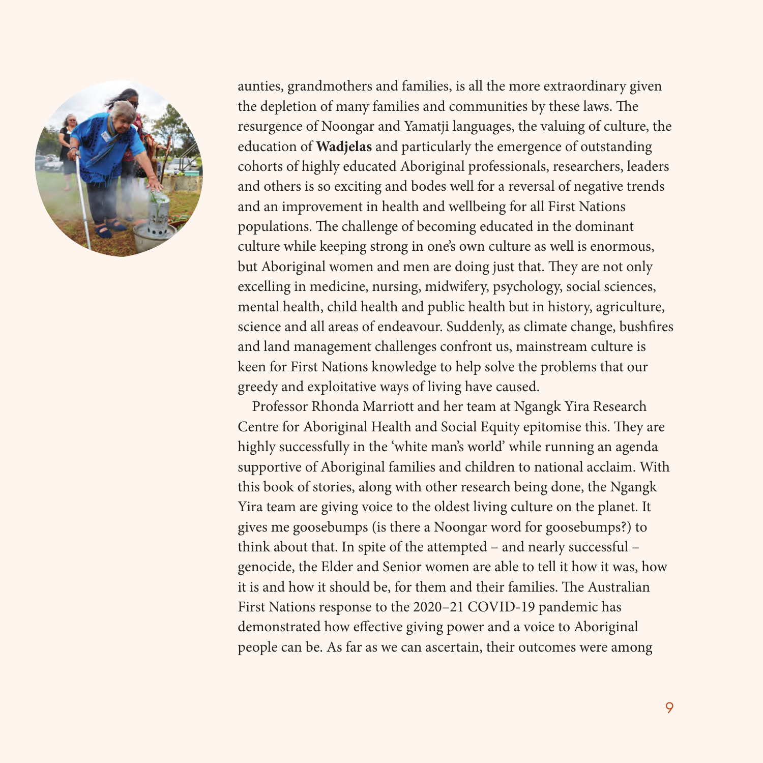aunties, grandmothers and families, is all the more extraordinary given the depletion of many families and communities by these laws. The resurgence of Noongar and Yamatji languages, the valuing of culture, the education of **Wadjelas** and particularly the emergence of outstanding cohorts of highly educated Aboriginal professionals, researchers, leaders and others is so exciting and bodes well for a reversal of negative trends and an improvement in health and wellbeing for all First Nations populations. The challenge of becoming educated in the dominant culture while keeping strong in one's own culture as well is enormous, but Aboriginal women and men are doing just that. They are not only excelling in medicine, nursing, midwifery, psychology, social sciences, mental health, child health and public health but in history, agriculture, science and all areas of endeavour. Suddenly, as climate change, bushfires and land management challenges confront us, mainstream culture is keen for First Nations knowledge to help solve the problems that our greedy and exploitative ways of living have caused.

Professor Rhonda Marriott and her team at Ngangk Yira Research Centre for Aboriginal Health and Social Equity epitomise this. They are highly successfully in the 'white man's world' while running an agenda supportive of Aboriginal families and children to national acclaim. With this book of stories, along with other research being done, the Ngangk Yira team are giving voice to the oldest living culture on the planet. It gives me goosebumps (is there a Noongar word for goosebumps?) to think about that. In spite of the attempted – and nearly successful – genocide, the Elder and Senior women are able to tell it how it was, how it is and how it should be, for them and their families. The Australian First Nations response to the 2020–21 COVID-19 pandemic has demonstrated how effective giving power and a voice to Aboriginal people can be. As far as we can ascertain, their outcomes were among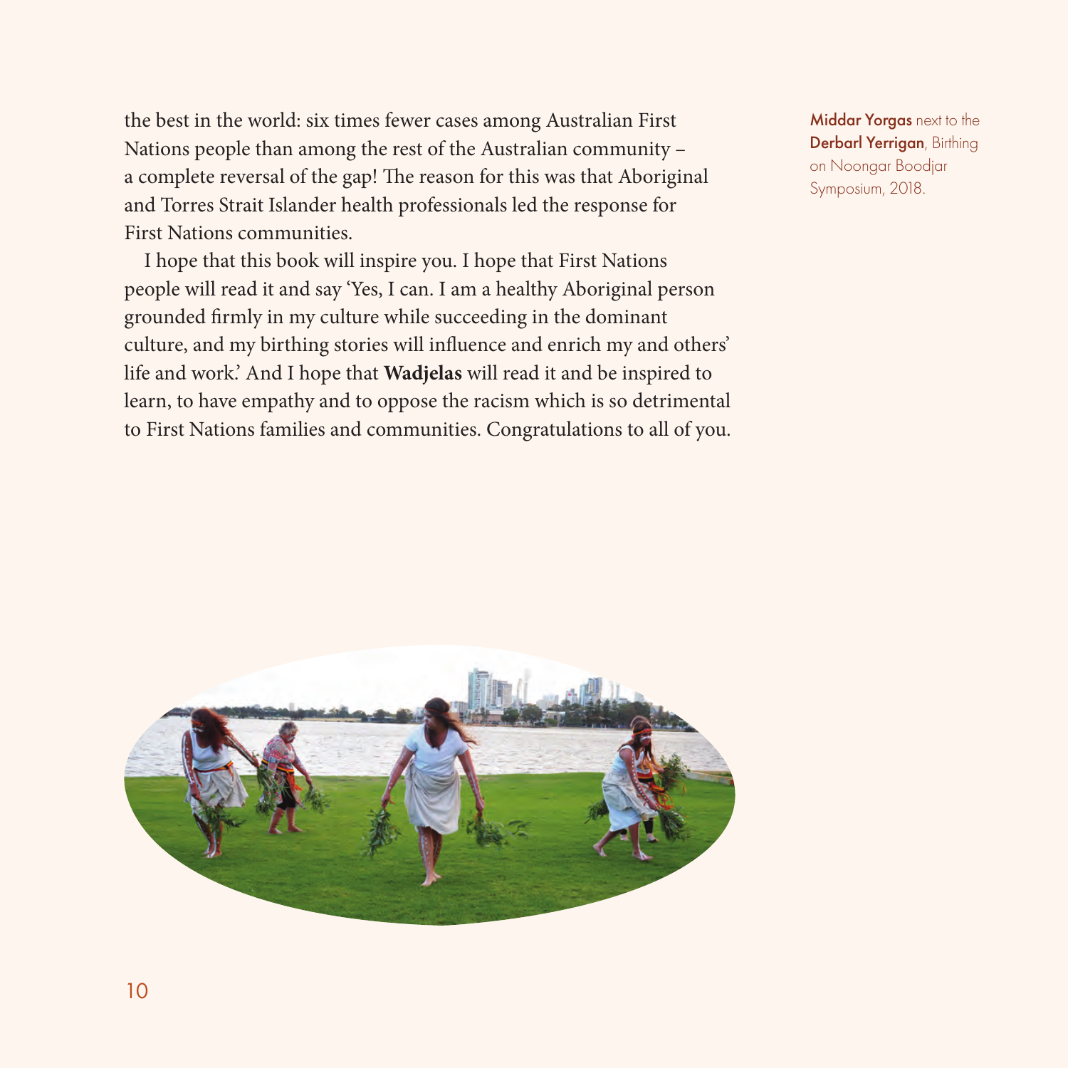the best in the world: six times fewer cases among Australian First Nations people than among the rest of the Australian community – a complete reversal of the gap! The reason for this was that Aboriginal and Torres Strait Islander health professionals led the response for First Nations communities.

I hope that this book will inspire you. I hope that First Nations people will read it and say 'Yes, I can. I am a healthy Aboriginal person grounded firmly in my culture while succeeding in the dominant culture, and my birthing stories will influence and enrich my and others' life and work.' And I hope that **Wadjelas** will read it and be inspired to learn, to have empathy and to oppose the racism which is so detrimental to First Nations families and communities. Congratulations to all of you.

**Middar Yorgas** next to the **Derbarl Yerrigan**, Birthing on Noongar Boodjar Symposium, 2018.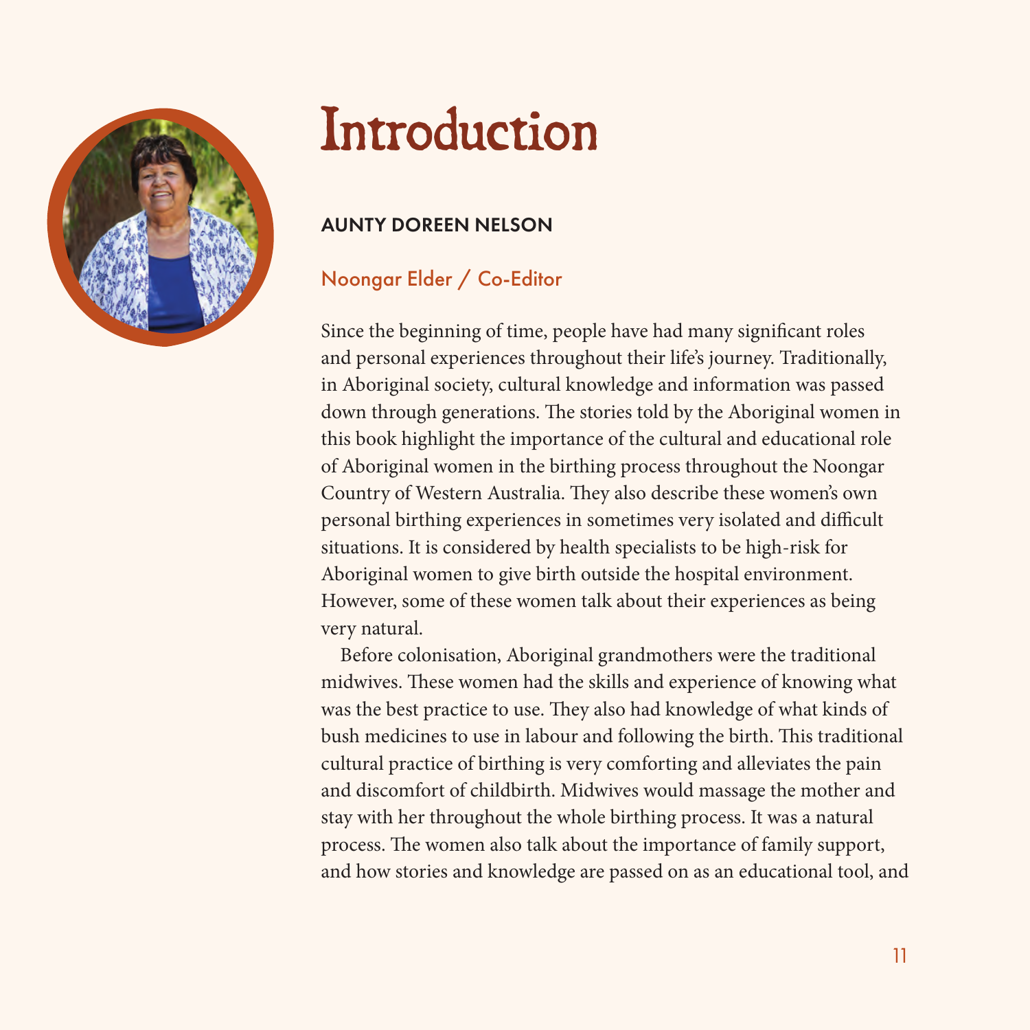# Introduction

**AUNTY DOREEN NELSON**

Noongar Elder / Co-Editor

Since the beginning of time, people have had many significant roles and personal experiences throughout their life's journey. Traditionally, in Aboriginal society, cultural knowledge and information was passed down through generations. The stories told by the Aboriginal women in this book highlight the importance of the cultural and educational role of Aboriginal women in the birthing process throughout the Noongar Country of Western Australia. They also describe these women's own personal birthing experiences in sometimes very isolated and difficult situations. It is considered by health specialists to be high-risk for Aboriginal women to give birth outside the hospital environment. However, some of these women talk about their experiences as being very natural.

Before colonisation, Aboriginal grandmothers were the traditional midwives. These women had the skills and experience of knowing what was the best practice to use. They also had knowledge of what kinds of bush medicines to use in labour and following the birth. This traditional cultural practice of birthing is very comforting and alleviates the pain and discomfort of childbirth. Midwives would massage the mother and stay with her throughout the whole birthing process. It was a natural process. The women also talk about the importance of family support, and how stories and knowledge are passed on as an educational tool, and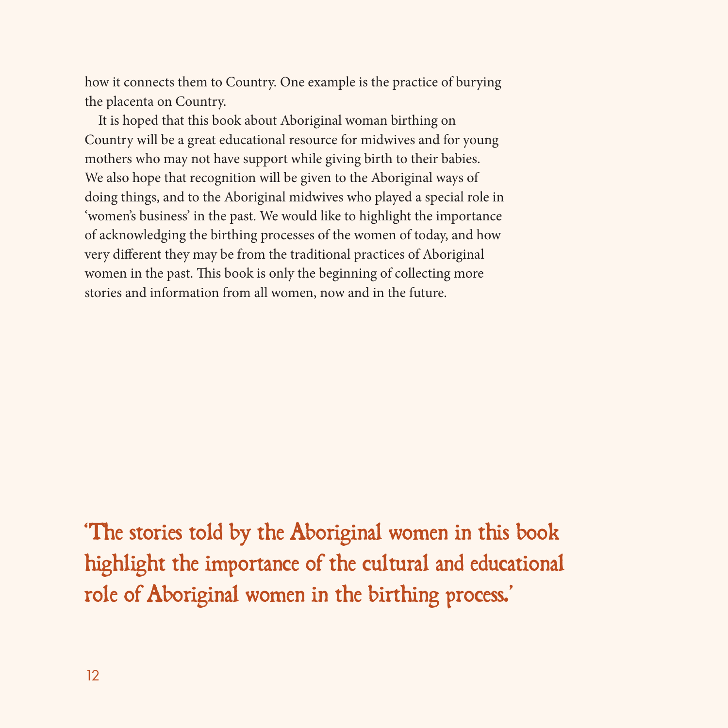how it connects them to Country. One example is the practice of burying the placenta on Country.

It is hoped that this book about Aboriginal woman birthing on Country will be a great educational resource for midwives and for young mothers who may not have support while giving birth to their babies. We also hope that recognition will be given to the Aboriginal ways of doing things, and to the Aboriginal midwives who played a special role in 'women's business' in the past. We would like to highlight the importance of acknowledging the birthing processes of the women of today, and how very different they may be from the traditional practices of Aboriginal women in the past. This book is only the beginning of collecting more stories and information from all women, now and in the future.

> 'The stories told by the Aboriginal women in this book highlight the importance of the cultural and educational role of Aboriginal women in the birthing process.'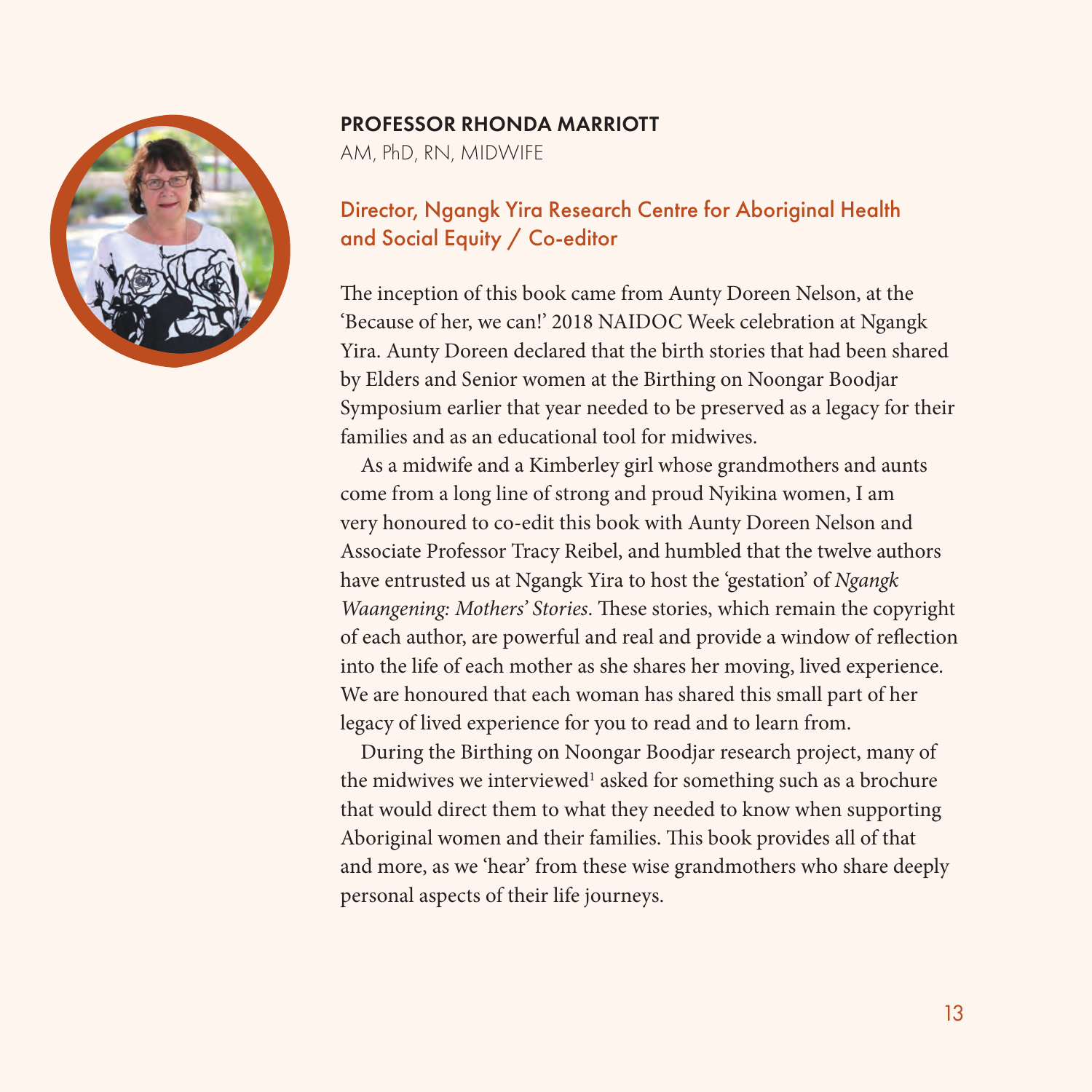## PROFESSOR RHONDA MARRIOTT

AM, PhD, RN, MIDWIFE

### Director, Ngangk Yira Research Centre for Aboriginal Health and Social Equity / Co-editor

The inception of this book came from Aunty Doreen Nelson, at the 'Because of her, we can!' 2018 NAIDOC Week celebration at Ngangk Yira. Aunty Doreen declared that the birth stories that had been shared by Elders and Senior women at the Birthing on Noongar Boodjar Symposium earlier that year needed to be preserved as a legacy for their families and as an educational tool for midwives.

As a midwife and a Kimberley girl whose grandmothers and aunts come from a long line of strong and proud Nyikina women, I am very honoured to co-edit this book with Aunty Doreen Nelson and Associate Professor Tracy Reibel, and humbled that the twelve authors have entrusted us at Ngangk Yira to host the 'gestation' of *Ngangk Waangening: Mothers' Stories*. These stories, which remain the copyright of each author, are powerful and real and provide a window of reflection into the life of each mother as she shares her moving, lived experience. We are honoured that each woman has shared this small part of her legacy of lived experience for you to read and to learn from.

During the Birthing on Noongar Boodjar research project, many of the midwives we interviewed[1] asked for something such as a brochure that would direct them to what they needed to know when supporting Aboriginal women and their families. This book provides all of that and more, as we 'hear' from these wise grandmothers who share deeply personal aspects of their life journeys.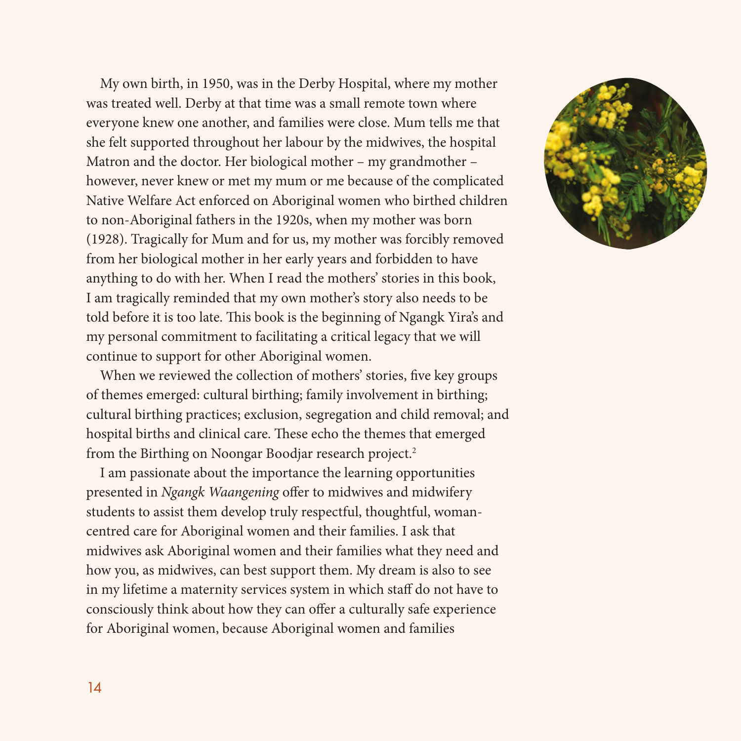My own birth, in 1950, was in the Derby Hospital, where my mother was treated well. Derby at that time was a small remote town where everyone knew one another, and families were close. Mum tells me that she felt supported throughout her labour by the midwives, the hospital Matron and the doctor. Her biological mother – my grandmother – however, never knew or met my mum or me because of the complicated Native Welfare Act enforced on Aboriginal women who birthed children to non-Aboriginal fathers in the 1920s, when my mother was born (1928). Tragically for Mum and for us, my mother was forcibly removed from her biological mother in her early years and forbidden to have anything to do with her. When I read the mothers' stories in this book, I am tragically reminded that my own mother's story also needs to be told before it is too late. This book is the beginning of Ngangk Yira's and my personal commitment to facilitating a critical legacy that we will continue to support for other Aboriginal women.

When we reviewed the collection of mothers' stories, five key groups of themes emerged: cultural birthing; family involvement in birthing; cultural birthing practices; exclusion, segregation and child removal; and hospital births and clinical care. These echo the themes that emerged from the Birthing on Noongar Boodjar research project.[2]

I am passionate about the importance the learning opportunities presented in *Ngangk Waangening* offer to midwives and midwifery students to assist them develop truly respectful, thoughtful, woman-centred care for Aboriginal women and their families. I ask that midwives ask Aboriginal women and their families what they need and how you, as midwives, can best support them. My dream is also to see in my lifetime a maternity services system in which staff do not have to consciously think about how they can offer a culturally safe experience for Aboriginal women, because Aboriginal women and families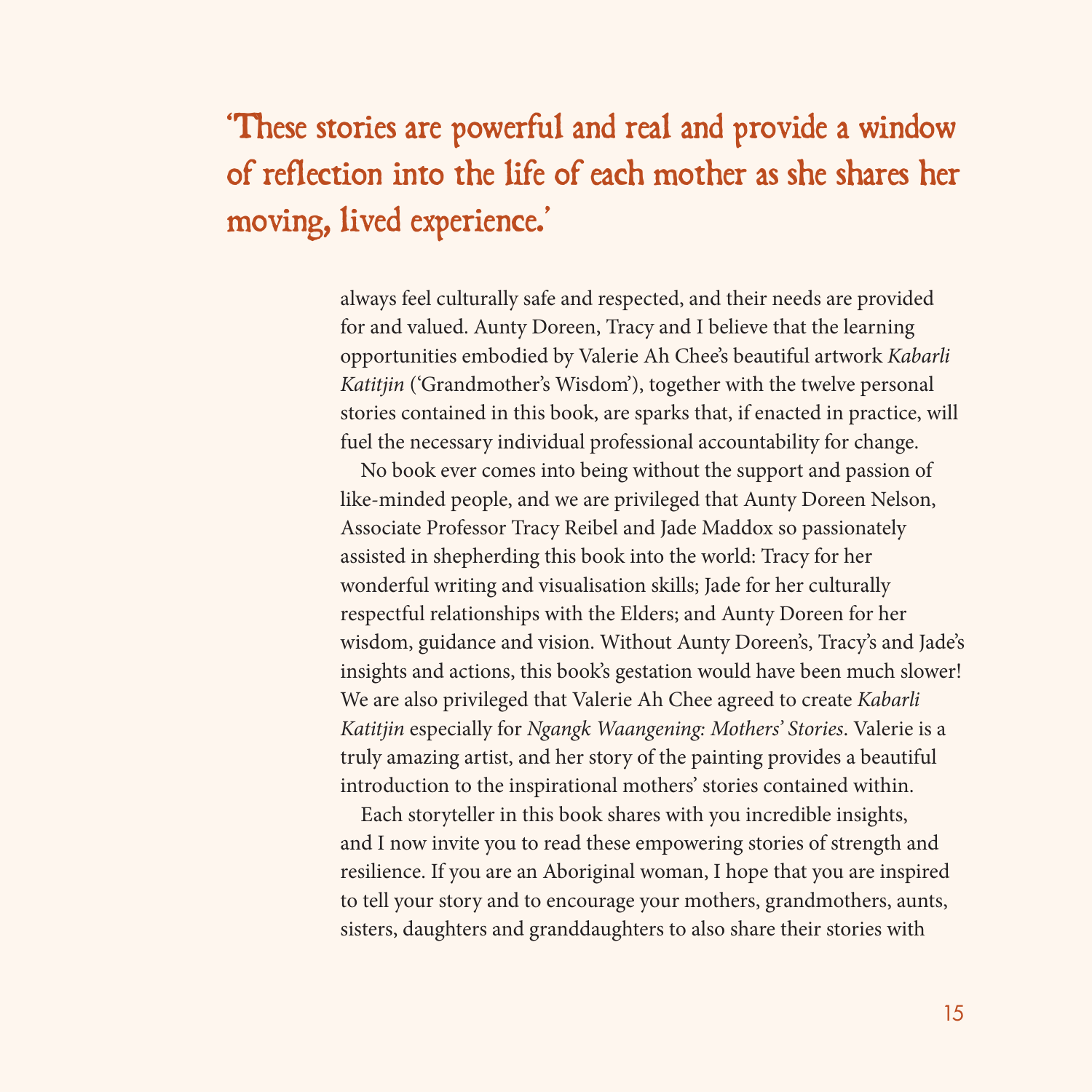'These stories are powerful and real and provide a window of reflection into the life of each mother as she shares her moving, lived experience.'

always feel culturally safe and respected, and their needs are provided for and valued. Aunty Doreen, Tracy and I believe that the learning opportunities embodied by Valerie Ah Chee's beautiful artwork *Kabarli Katitjin* ('Grandmother's Wisdom'), together with the twelve personal stories contained in this book, are sparks that, if enacted in practice, will fuel the necessary individual professional accountability for change.

No book ever comes into being without the support and passion of like-minded people, and we are privileged that Aunty Doreen Nelson, Associate Professor Tracy Reibel and Jade Maddox so passionately assisted in shepherding this book into the world: Tracy for her wonderful writing and visualisation skills; Jade for her culturally respectful relationships with the Elders; and Aunty Doreen for her wisdom, guidance and vision. Without Aunty Doreen's, Tracy's and Jade's insights and actions, this book's gestation would have been much slower! We are also privileged that Valerie Ah Chee agreed to create *Kabarli Katitjin* especially for *Ngangk Waangening: Mothers' Stories*. Valerie is a truly amazing artist, and her story of the painting provides a beautiful introduction to the inspirational mothers' stories contained within.

Each storyteller in this book shares with you incredible insights, and I now invite you to read these empowering stories of strength and resilience. If you are an Aboriginal woman, I hope that you are inspired to tell your story and to encourage your mothers, grandmothers, aunts, sisters, daughters and granddaughters to also share their stories with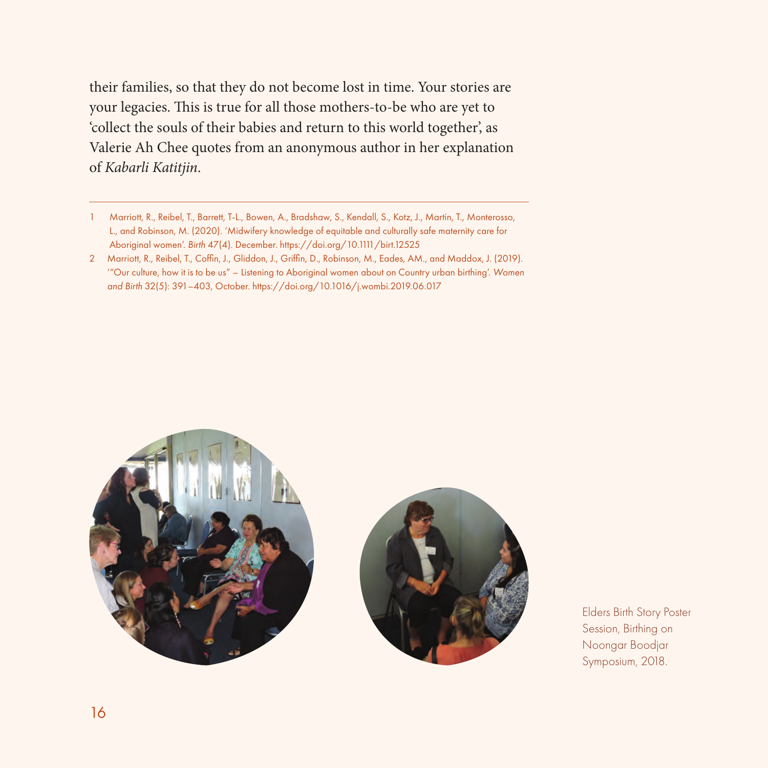their families, so that they do not become lost in time. Your stories are your legacies. This is true for all those mothers-to-be who are yet to 'collect the souls of their babies and return to this world together', as Valerie Ah Chee quotes from an anonymous author in her explanation of *Kabarli Katitjin*.

---

1 Marriott, R., Reibel, T., Barrett, T-L., Bowen, A., Bradshaw, S., Kendall, S., Kotz, J., Martin, T., Monterosso, L., and Robinson, M. (2020). 'Midwifery knowledge of equitable and culturally safe maternity care for Aboriginal women'. *Birth* 47(4). December. https://doi.org/10.1111/birt.12525

2 Marriott, R., Reibel, T., Coffin, J., Gliddon, J., Griffin, D., Robinson, M., Eades, AM., and Maddox, J. (2019). '"Our culture, how it is to be us" – Listening to Aboriginal women about on Country urban birthing'. *Women and Birth* 32(5): 391–403, October. https://doi.org/10.1016/j.wombi.2019.06.017

Elders Birth Story Poster Session, Birthing on Noongar Boodjar Symposium, 2018.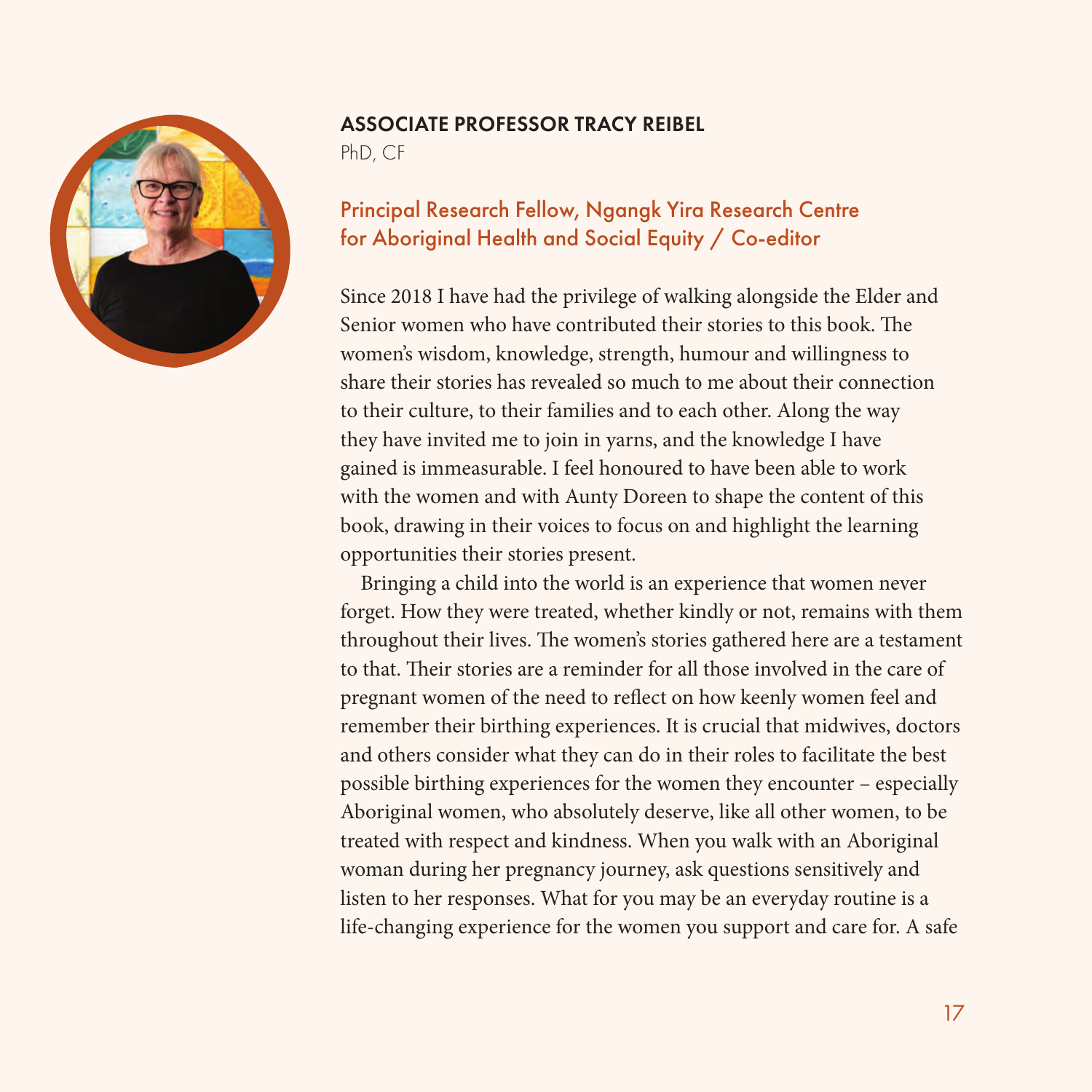## ASSOCIATE PROFESSOR TRACY REIBEL

PhD, CF

### Principal Research Fellow, Ngangk Yira Research Centre for Aboriginal Health and Social Equity / Co-editor

Since 2018 I have had the privilege of walking alongside the Elder and Senior women who have contributed their stories to this book. The women's wisdom, knowledge, strength, humour and willingness to share their stories has revealed so much to me about their connection to their culture, to their families and to each other. Along the way they have invited me to join in yarns, and the knowledge I have gained is immeasurable. I feel honoured to have been able to work with the women and with Aunty Doreen to shape the content of this book, drawing in their voices to focus on and highlight the learning opportunities their stories present.

Bringing a child into the world is an experience that women never forget. How they were treated, whether kindly or not, remains with them throughout their lives. The women's stories gathered here are a testament to that. Their stories are a reminder for all those involved in the care of pregnant women of the need to reflect on how keenly women feel and remember their birthing experiences. It is crucial that midwives, doctors and others consider what they can do in their roles to facilitate the best possible birthing experiences for the women they encounter – especially Aboriginal women, who absolutely deserve, like all other women, to be treated with respect and kindness. When you walk with an Aboriginal woman during her pregnancy journey, ask questions sensitively and listen to her responses. What for you may be an everyday routine is a life-changing experience for the women you support and care for. A safe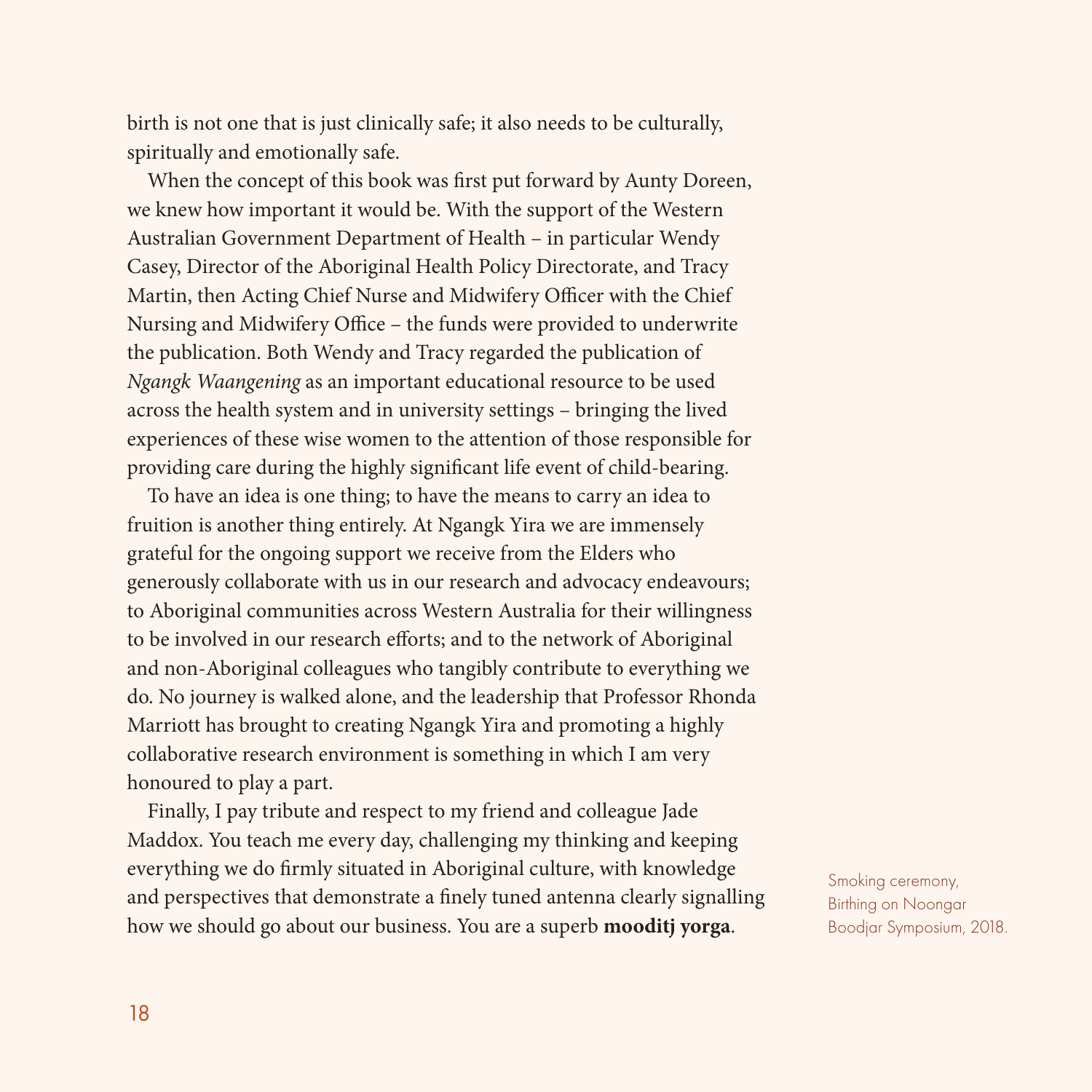birth is not one that is just clinically safe; it also needs to be culturally, spiritually and emotionally safe.

When the concept of this book was first put forward by Aunty Doreen, we knew how important it would be. With the support of the Western Australian Government Department of Health – in particular Wendy Casey, Director of the Aboriginal Health Policy Directorate, and Tracy Martin, then Acting Chief Nurse and Midwifery Officer with the Chief Nursing and Midwifery Office – the funds were provided to underwrite the publication. Both Wendy and Tracy regarded the publication of *Ngangk Waangening* as an important educational resource to be used across the health system and in university settings – bringing the lived experiences of these wise women to the attention of those responsible for providing care during the highly significant life event of child-bearing.

To have an idea is one thing; to have the means to carry an idea to fruition is another thing entirely. At Ngangk Yira we are immensely grateful for the ongoing support we receive from the Elders who generously collaborate with us in our research and advocacy endeavours; to Aboriginal communities across Western Australia for their willingness to be involved in our research efforts; and to the network of Aboriginal and non-Aboriginal colleagues who tangibly contribute to everything we do. No journey is walked alone, and the leadership that Professor Rhonda Marriott has brought to creating Ngangk Yira and promoting a highly collaborative research environment is something in which I am very honoured to play a part.

Finally, I pay tribute and respect to my friend and colleague Jade Maddox. You teach me every day, challenging my thinking and keeping everything we do firmly situated in Aboriginal culture, with knowledge and perspectives that demonstrate a finely tuned antenna clearly signalling how we should go about our business. You are a superb **mooditj yorga**.

Smoking ceremony, Birthing on Noongar Boodjar Symposium, 2018.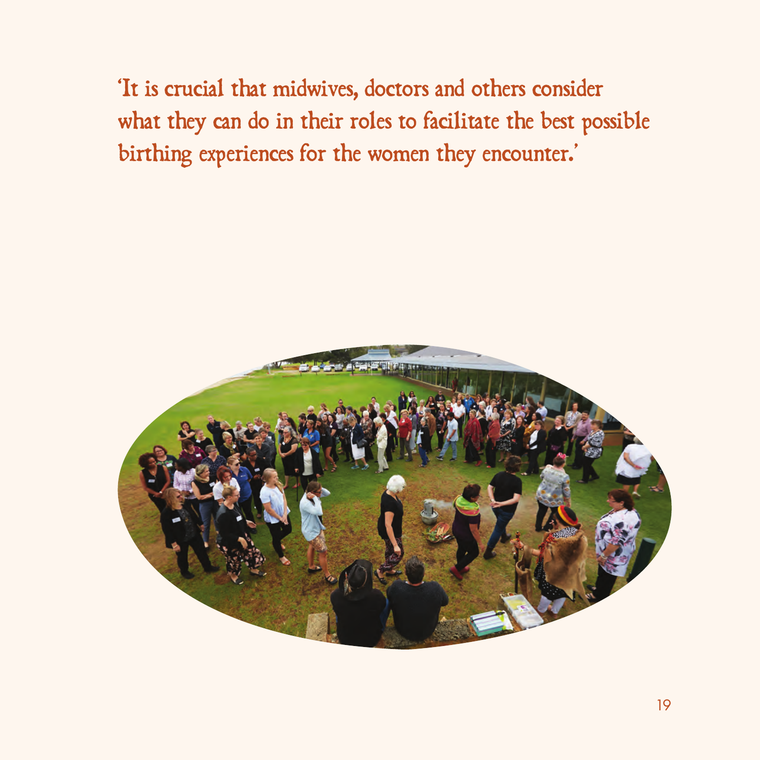'It is crucial that midwives, doctors and others consider what they can do in their roles to facilitate the best possible birthing experiences for the women they encounter.'